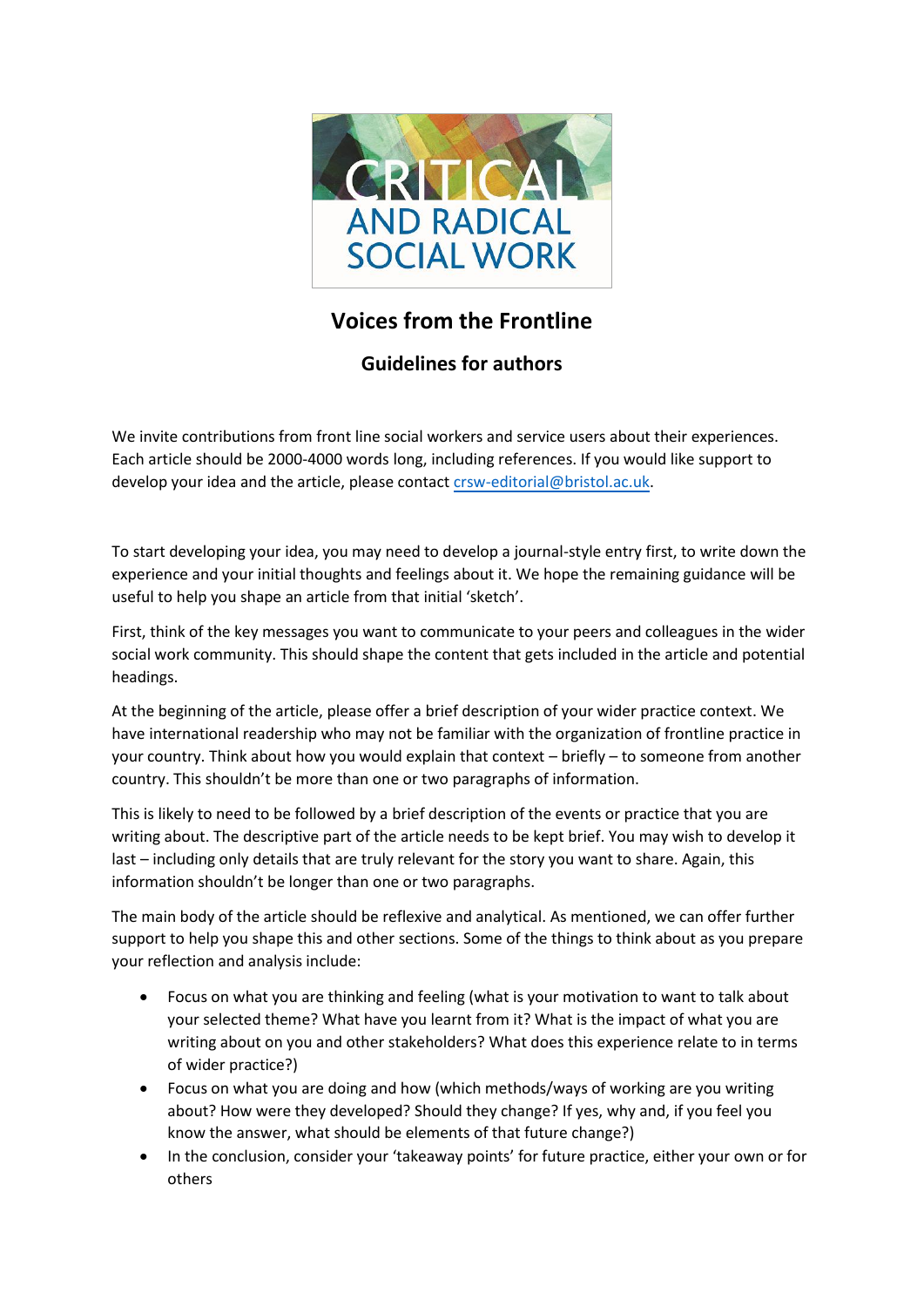CRITICAL AND RADICAL SOCIAL WORK

# Voices from the Frontline

## Guidelines for authors

We invite contributions from front line social workers and service users about their experiences. Each article should be 2000-4000 words long, including references. If you would like support to develop your idea and the article, please contact crsw-editorial@bristol.ac.uk.

To start developing your idea, you may need to develop a journal-style entry first, to write down the experience and your initial thoughts and feelings about it. We hope the remaining guidance will be useful to help you shape an article from that initial 'sketch'.

First, think of the key messages you want to communicate to your peers and colleagues in the wider social work community. This should shape the content that gets included in the article and potential headings.

At the beginning of the article, please offer a brief description of your wider practice context. We have international readership who may not be familiar with the organization of frontline practice in your country. Think about how you would explain that context – briefly – to someone from another country. This shouldn't be more than one or two paragraphs of information.

This is likely to need to be followed by a brief description of the events or practice that you are writing about. The descriptive part of the article needs to be kept brief. You may wish to develop it last – including only details that are truly relevant for the story you want to share. Again, this information shouldn't be longer than one or two paragraphs.

The main body of the article should be reflexive and analytical. As mentioned, we can offer further support to help you shape this and other sections. Some of the things to think about as you prepare your reflection and analysis include:

- Focus on what you are thinking and feeling (what is your motivation to want to talk about your selected theme? What have you learnt from it? What is the impact of what you are writing about on you and other stakeholders? What does this experience relate to in terms of wider practice?)
- Focus on what you are doing and how (which methods/ways of working are you writing about? How were they developed? Should they change? If yes, why and, if you feel you know the answer, what should be elements of that future change?)
- In the conclusion, consider your 'takeaway points' for future practice, either your own or for others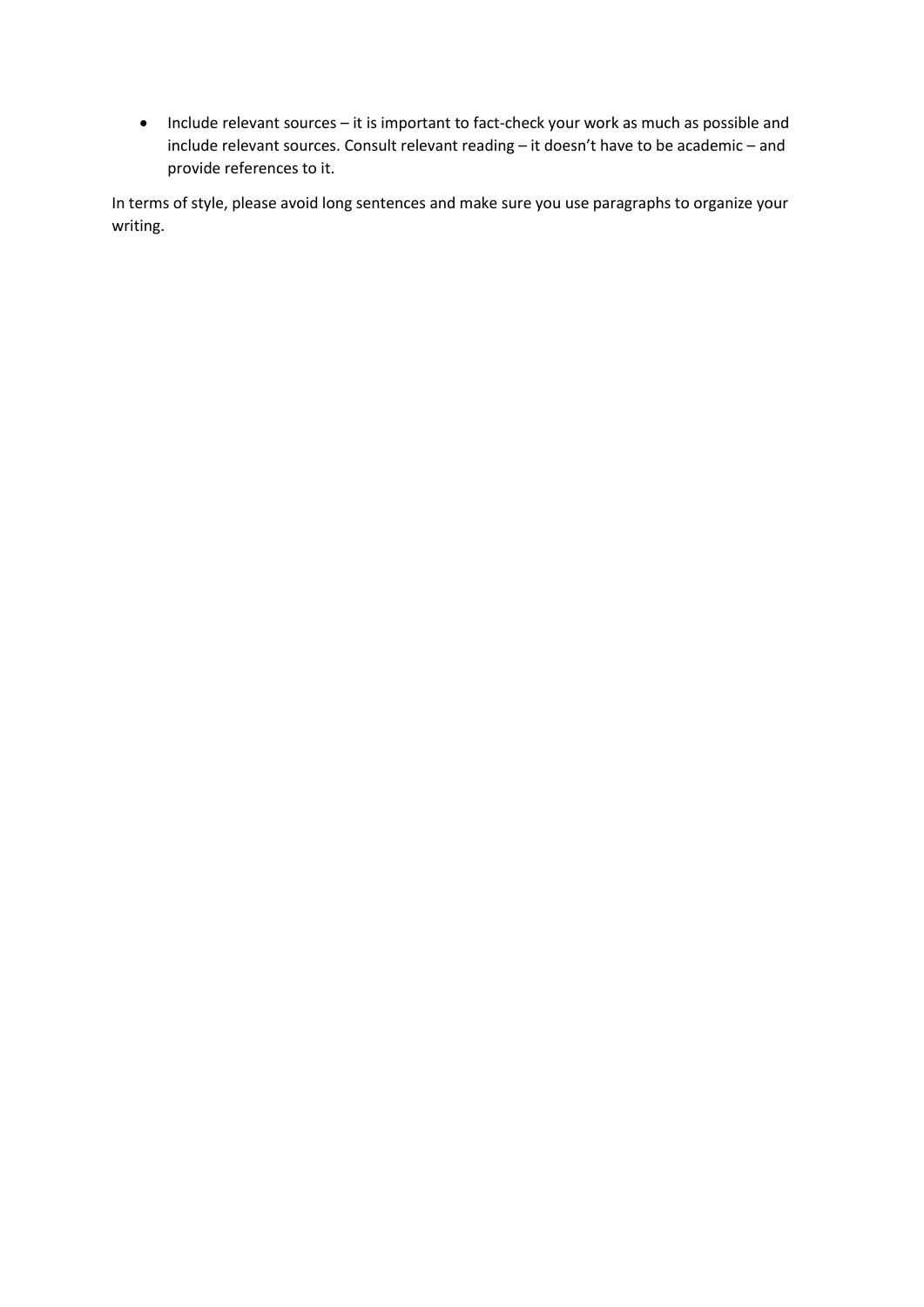- Include relevant sources – it is important to fact-check your work as much as possible and include relevant sources. Consult relevant reading – it doesn't have to be academic – and provide references to it.

In terms of style, please avoid long sentences and make sure you use paragraphs to organize your writing.